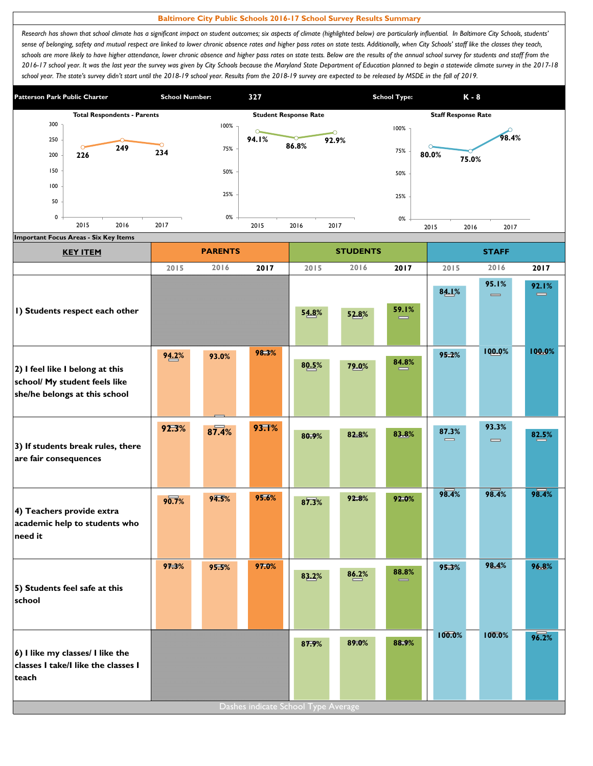# Baltimore City Public Schools 2016-17 School Survey Results Summary

*Research has shown that school climate has a significant impact on student outcomes; six aspects of climate (highlighted below) are particularly influential. In Baltimore City Schools, students' sense of belonging, safety and mutual respect are linked to lower chronic absence rates and higher pass rates on state tests. Additionally, when City Schools' staff like the classes they teach, schools are more likely to have higher attendance, lower chronic absence and higher pass rates on state tests. Below are the results of the annual school survey for students and staff from the 2016-17 school year. It was the last year the survey was given by City Schools because the Maryland State Department of Education planned to begin a statewide climate survey in the 2017-18 school year. The state's survey didn't start until the 2018-19 school year. Results from the 2018-19 survey are expected to be released by MSDE in the fall of 2019.*

**Patterson Park Public Charter** | **School Number:** 327 | **School Type:** K - 8

| | 2015 | 2016 | 2017 |
|---|---|---|---|
| Total Respondents - Parents | 226 | 249 | 234 |
| Student Response Rate | 94.1% | 86.8% | 92.9% |
| Staff Response Rate | 80.0% | 75.0% | 98.4% |

**Important Focus Areas - Six Key Items**

| KEY ITEM | PARENTS | | | STUDENTS | | | STAFF | | |
|---|---|---|---|---|---|---|---|---|---|
| | 2015 | 2016 | 2017 | 2015 | 2016 | 2017 | 2015 | 2016 | 2017 |
| 1) Students respect each other | | | | 54.8% | 52.8% | 59.1% | 84.1% | 95.1% | 92.1% |
| 2) I feel like I belong at this school/ My student feels like she/he belongs at this school | 94.2% | 93.0% | 98.3% | 80.5% | 79.0% | 84.8% | 95.2% | 100.0% | 100.0% |
| 3) If students break rules, there are fair consequences | 92.3% | 87.4% | 93.1% | 80.9% | 82.8% | 83.8% | 87.3% | 93.3% | 82.5% |
| 4) Teachers provide extra academic help to students who need it | 90.7% | 94.5% | 95.6% | 87.3% | 92.8% | 92.0% | 98.4% | 98.4% | 98.4% |
| 5) Students feel safe at this school | 97.3% | 95.5% | 97.0% | 83.2% | 86.2% | 88.8% | 95.3% | 98.4% | 96.8% |
| 6) I like my classes/ I like the classes I take/I like the classes I teach | | | | 87.9% | 89.0% | 88.9% | 100.0% | 100.0% | 96.2% |

Dashes indicate School Type Average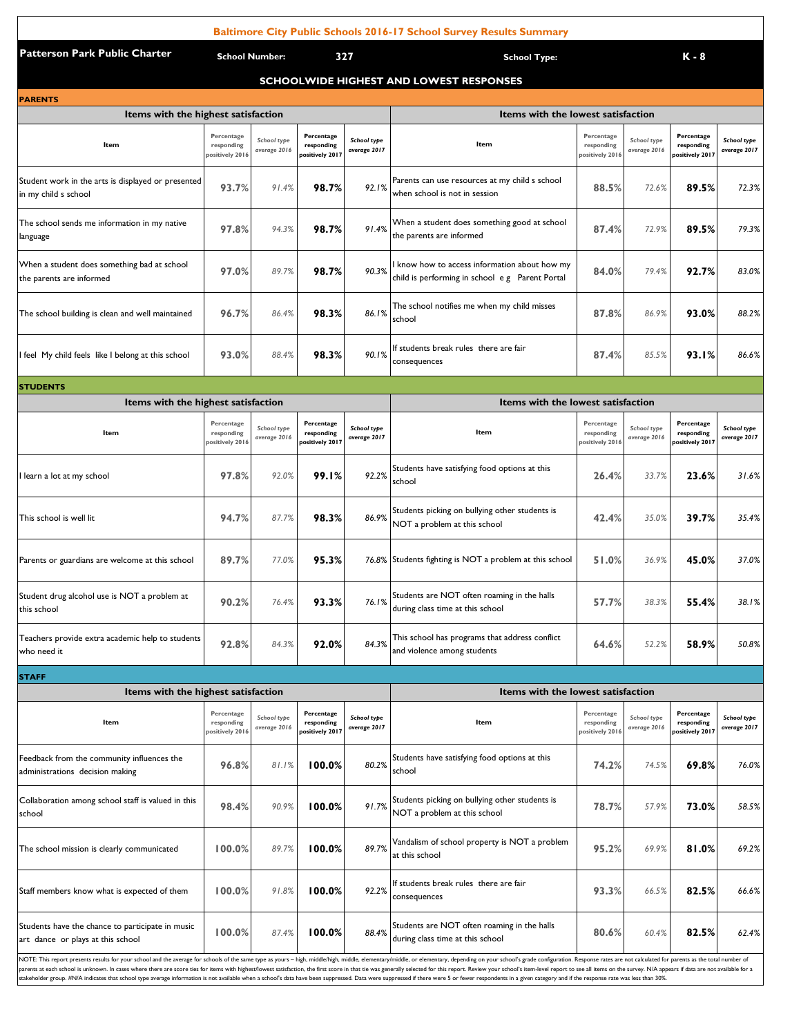# Baltimore City Public Schools 2016-17 School Survey Results Summary

**Patterson Park Public Charter** | School Number: 327 | School Type: K - 8

## SCHOOLWIDE HIGHEST AND LOWEST RESPONSES

### PARENTS

| Items with the highest satisfaction | | | | | Items with the lowest satisfaction | | | | |
|---|---|---|---|---|---|---|---|---|---|
| Item | Percentage responding positively 2016 | School type average 2016 | Percentage responding positively 2017 | School type average 2017 | Item | Percentage responding positively 2016 | School type average 2016 | Percentage responding positively 2017 | School type average 2017 |
| Student work in the arts is displayed or presented in my child s school | 93.7% | 91.4% | 98.7% | 92.1% | Parents can use resources at my child s school when school is not in session | 88.5% | 72.6% | 89.5% | 72.3% |
| The school sends me information in my native language | 97.8% | 94.3% | 98.7% | 91.4% | When a student does something good at school the parents are informed | 87.4% | 72.9% | 89.5% | 79.3% |
| When a student does something bad at school the parents are informed | 97.0% | 89.7% | 98.7% | 90.3% | I know how to access information about how my child is performing in school e g Parent Portal | 84.0% | 79.4% | 92.7% | 83.0% |
| The school building is clean and well maintained | 96.7% | 86.4% | 98.3% | 86.1% | The school notifies me when my child misses school | 87.8% | 86.9% | 93.0% | 88.2% |
| I feel My child feels like I belong at this school | 93.0% | 88.4% | 98.3% | 90.1% | If students break rules there are fair consequences | 87.4% | 85.5% | 93.1% | 86.6% |

### STUDENTS

| Items with the highest satisfaction | | | | | Items with the lowest satisfaction | | | | |
|---|---|---|---|---|---|---|---|---|---|
| Item | Percentage responding positively 2016 | School type average 2016 | Percentage responding positively 2017 | School type average 2017 | Item | Percentage responding positively 2016 | School type average 2016 | Percentage responding positively 2017 | School type average 2017 |
| I learn a lot at my school | 97.8% | 92.0% | 99.1% | 92.2% | Students have satisfying food options at this school | 26.4% | 33.7% | 23.6% | 31.6% |
| This school is well lit | 94.7% | 87.7% | 98.3% | 86.9% | Students picking on bullying other students is NOT a problem at this school | 42.4% | 35.0% | 39.7% | 35.4% |
| Parents or guardians are welcome at this school | 89.7% | 77.0% | 95.3% | 76.8% | Students fighting is NOT a problem at this school | 51.0% | 36.9% | 45.0% | 37.0% |
| Student drug alcohol use is NOT a problem at this school | 90.2% | 76.4% | 93.3% | 76.1% | Students are NOT often roaming in the halls during class time at this school | 57.7% | 38.3% | 55.4% | 38.1% |
| Teachers provide extra academic help to students who need it | 92.8% | 84.3% | 92.0% | 84.3% | This school has programs that address conflict and violence among students | 64.6% | 52.2% | 58.9% | 50.8% |

### STAFF

| Items with the highest satisfaction | | | | | Items with the lowest satisfaction | | | | |
|---|---|---|---|---|---|---|---|---|---|
| Item | Percentage responding positively 2016 | School type average 2016 | Percentage responding positively 2017 | School type average 2017 | Item | Percentage responding positively 2016 | School type average 2016 | Percentage responding positively 2017 | School type average 2017 |
| Feedback from the community influences the administrations decision making | 96.8% | 81.1% | 100.0% | 80.2% | Students have satisfying food options at this school | 74.2% | 74.5% | 69.8% | 76.0% |
| Collaboration among school staff is valued in this school | 98.4% | 90.9% | 100.0% | 91.7% | Students picking on bullying other students is NOT a problem at this school | 78.7% | 57.9% | 73.0% | 58.5% |
| The school mission is clearly communicated | 100.0% | 89.7% | 100.0% | 89.7% | Vandalism of school property is NOT a problem at this school | 95.2% | 69.9% | 81.0% | 69.2% |
| Staff members know what is expected of them | 100.0% | 91.8% | 100.0% | 92.2% | If students break rules there are fair consequences | 93.3% | 66.5% | 82.5% | 66.6% |
| Students have the chance to participate in music art dance or plays at this school | 100.0% | 87.4% | 100.0% | 88.4% | Students are NOT often roaming in the halls during class time at this school | 80.6% | 60.4% | 82.5% | 62.4% |

NOTE: This report presents results for your school and the average for schools of the same type as yours – high, middle/high, middle, elementary/middle, or elementary, depending on your school's grade configuration. Response rates are not calculated for parents as the total number of parents at each school is unknown. In cases where there are score ties for items with highest/lowest satisfaction, the first score in that tie was generally selected for this report. Review your school's item-level report to see all items on the survey. N/A appears if data are not available for a stakeholder group. #N/A indicates that school type average information is not available when a school's data have been suppressed. Data were suppressed if there were 5 or fewer respondents in a given category and if the response rate was less than 30%.